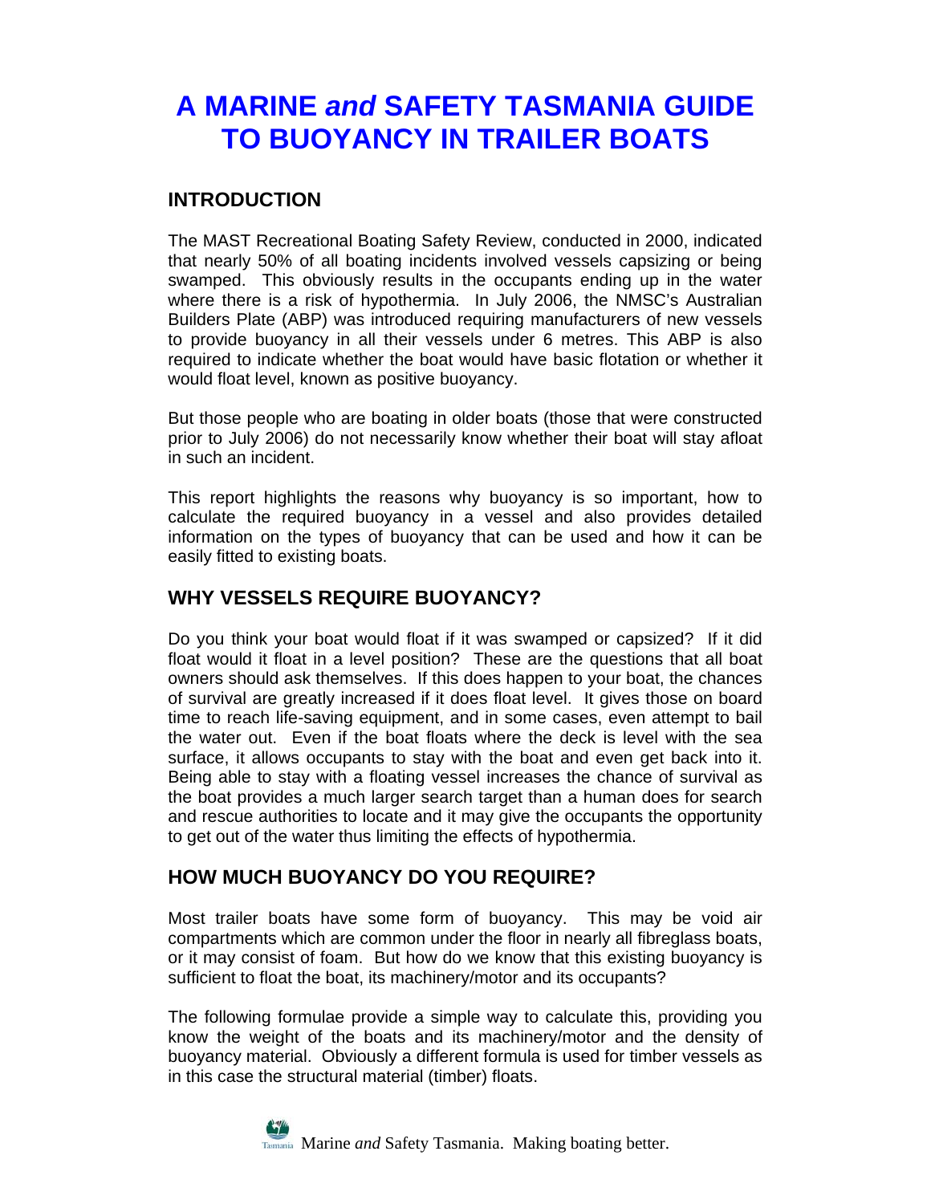# A MARINE *and* SAFETY TASMANIA GUIDE TO BUOYANCY IN TRAILER BOATS

## INTRODUCTION

The MAST Recreational Boating Safety Review, conducted in 2000, indicated that nearly 50% of all boating incidents involved vessels capsizing or being swamped. This obviously results in the occupants ending up in the water where there is a risk of hypothermia. In July 2006, the NMSC's Australian Builders Plate (ABP) was introduced requiring manufacturers of new vessels to provide buoyancy in all their vessels under 6 metres. This ABP is also required to indicate whether the boat would have basic flotation or whether it would float level, known as positive buoyancy.

But those people who are boating in older boats (those that were constructed prior to July 2006) do not necessarily know whether their boat will stay afloat in such an incident.

This report highlights the reasons why buoyancy is so important, how to calculate the required buoyancy in a vessel and also provides detailed information on the types of buoyancy that can be used and how it can be easily fitted to existing boats.

## WHY VESSELS REQUIRE BUOYANCY?

Do you think your boat would float if it was swamped or capsized? If it did float would it float in a level position? These are the questions that all boat owners should ask themselves. If this does happen to your boat, the chances of survival are greatly increased if it does float level. It gives those on board time to reach life-saving equipment, and in some cases, even attempt to bail the water out. Even if the boat floats where the deck is level with the sea surface, it allows occupants to stay with the boat and even get back into it. Being able to stay with a floating vessel increases the chance of survival as the boat provides a much larger search target than a human does for search and rescue authorities to locate and it may give the occupants the opportunity to get out of the water thus limiting the effects of hypothermia.

## HOW MUCH BUOYANCY DO YOU REQUIRE?

Most trailer boats have some form of buoyancy. This may be void air compartments which are common under the floor in nearly all fibreglass boats, or it may consist of foam. But how do we know that this existing buoyancy is sufficient to float the boat, its machinery/motor and its occupants?

The following formulae provide a simple way to calculate this, providing you know the weight of the boats and its machinery/motor and the density of buoyancy material. Obviously a different formula is used for timber vessels as in this case the structural material (timber) floats.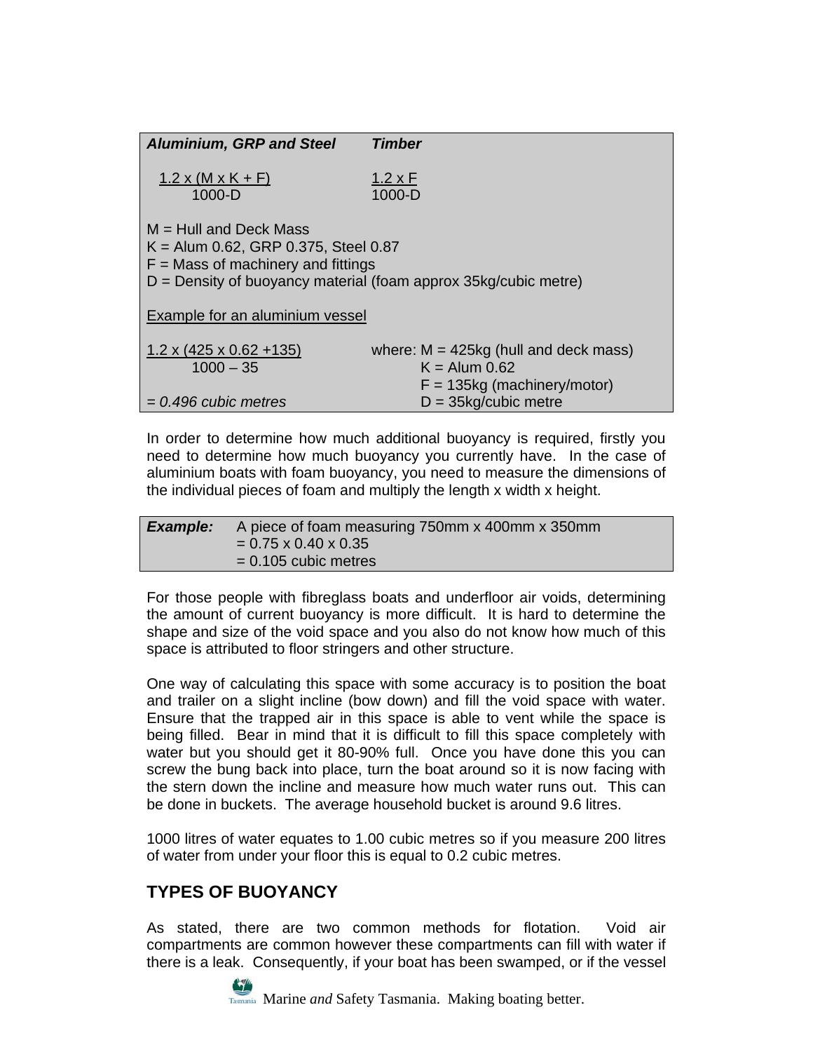| ***Aluminium, GRP and Steel*** | ***Timber*** |
|---|---|
| $\frac{1.2 \times (M \times K + F)}{1000-D}$ | $\frac{1.2 \times F}{1000-D}$ |

M = Hull and Deck Mass
K = Alum 0.62, GRP 0.375, Steel 0.87
F = Mass of machinery and fittings
D = Density of buoyancy material (foam approx 35kg/cubic metre)

Example for an aluminium vessel

$$\frac{1.2 \times (425 \times 0.62 + 135)}{1000 - 35}$$

*= 0.496 cubic metres*

where: M = 425kg (hull and deck mass)
K = Alum 0.62
F = 135kg (machinery/motor)
D = 35kg/cubic metre

In order to determine how much additional buoyancy is required, firstly you need to determine how much buoyancy you currently have. In the case of aluminium boats with foam buoyancy, you need to measure the dimensions of the individual pieces of foam and multiply the length x width x height.

| ***Example:*** | A piece of foam measuring 750mm x 400mm x 350mm<br>= 0.75 x 0.40 x 0.35<br>= 0.105 cubic metres |
|---|---|

For those people with fibreglass boats and underfloor air voids, determining the amount of current buoyancy is more difficult. It is hard to determine the shape and size of the void space and you also do not know how much of this space is attributed to floor stringers and other structure.

One way of calculating this space with some accuracy is to position the boat and trailer on a slight incline (bow down) and fill the void space with water. Ensure that the trapped air in this space is able to vent while the space is being filled. Bear in mind that it is difficult to fill this space completely with water but you should get it 80-90% full. Once you have done this you can screw the bung back into place, turn the boat around so it is now facing with the stern down the incline and measure how much water runs out. This can be done in buckets. The average household bucket is around 9.6 litres.

1000 litres of water equates to 1.00 cubic metres so if you measure 200 litres of water from under your floor this is equal to 0.2 cubic metres.

## TYPES OF BUOYANCY

As stated, there are two common methods for flotation. Void air compartments are common however these compartments can fill with water if there is a leak. Consequently, if your boat has been swamped, or if the vessel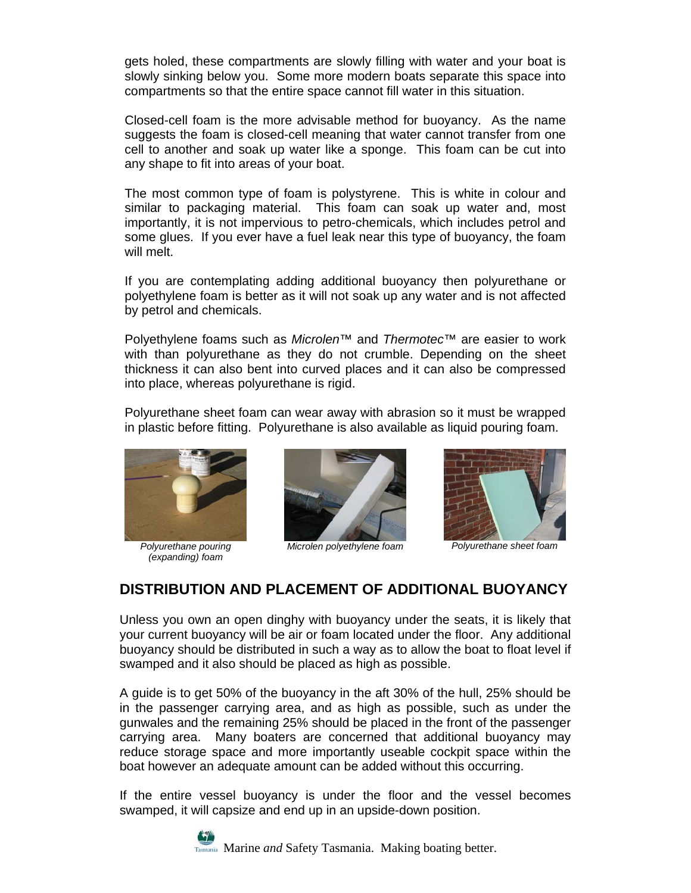gets holed, these compartments are slowly filling with water and your boat is slowly sinking below you. Some more modern boats separate this space into compartments so that the entire space cannot fill water in this situation.

Closed-cell foam is the more advisable method for buoyancy. As the name suggests the foam is closed-cell meaning that water cannot transfer from one cell to another and soak up water like a sponge. This foam can be cut into any shape to fit into areas of your boat.

The most common type of foam is polystyrene. This is white in colour and similar to packaging material. This foam can soak up water and, most importantly, it is not impervious to petro-chemicals, which includes petrol and some glues. If you ever have a fuel leak near this type of buoyancy, the foam will melt.

If you are contemplating adding additional buoyancy then polyurethane or polyethylene foam is better as it will not soak up any water and is not affected by petrol and chemicals.

Polyethylene foams such as *Microlen*™ and *Thermotec*™ are easier to work with than polyurethane as they do not crumble. Depending on the sheet thickness it can also bent into curved places and it can also be compressed into place, whereas polyurethane is rigid.

Polyurethane sheet foam can wear away with abrasion so it must be wrapped in plastic before fitting. Polyurethane is also available as liquid pouring foam.

*Polyurethane pouring (expanding) foam*

*Microlen polyethylene foam*

*Polyurethane sheet foam*

## DISTRIBUTION AND PLACEMENT OF ADDITIONAL BUOYANCY

Unless you own an open dinghy with buoyancy under the seats, it is likely that your current buoyancy will be air or foam located under the floor. Any additional buoyancy should be distributed in such a way as to allow the boat to float level if swamped and it also should be placed as high as possible.

A guide is to get 50% of the buoyancy in the aft 30% of the hull, 25% should be in the passenger carrying area, and as high as possible, such as under the gunwales and the remaining 25% should be placed in the front of the passenger carrying area. Many boaters are concerned that additional buoyancy may reduce storage space and more importantly useable cockpit space within the boat however an adequate amount can be added without this occurring.

If the entire vessel buoyancy is under the floor and the vessel becomes swamped, it will capsize and end up in an upside-down position.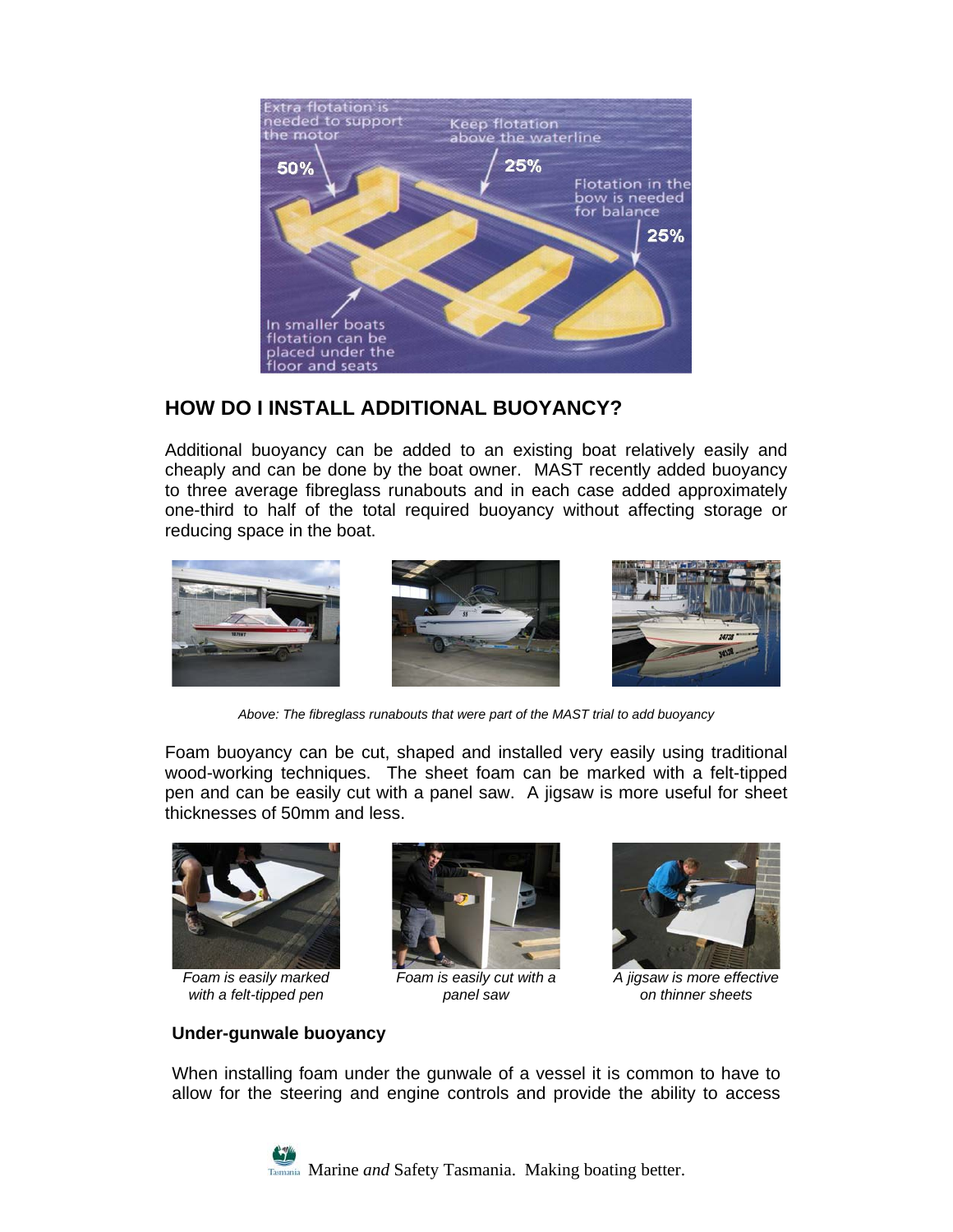## HOW DO I INSTALL ADDITIONAL BUOYANCY?

Additional buoyancy can be added to an existing boat relatively easily and cheaply and can be done by the boat owner. MAST recently added buoyancy to three average fibreglass runabouts and in each case added approximately one-third to half of the total required buoyancy without affecting storage or reducing space in the boat.

*Above: The fibreglass runabouts that were part of the MAST trial to add buoyancy*

Foam buoyancy can be cut, shaped and installed very easily using traditional wood-working techniques. The sheet foam can be marked with a felt-tipped pen and can be easily cut with a panel saw. A jigsaw is more useful for sheet thicknesses of 50mm and less.

*Foam is easily marked with a felt-tipped pen*

*Foam is easily cut with a panel saw*

*A jigsaw is more effective on thinner sheets*

**Under-gunwale buoyancy**

When installing foam under the gunwale of a vessel it is common to have to allow for the steering and engine controls and provide the ability to access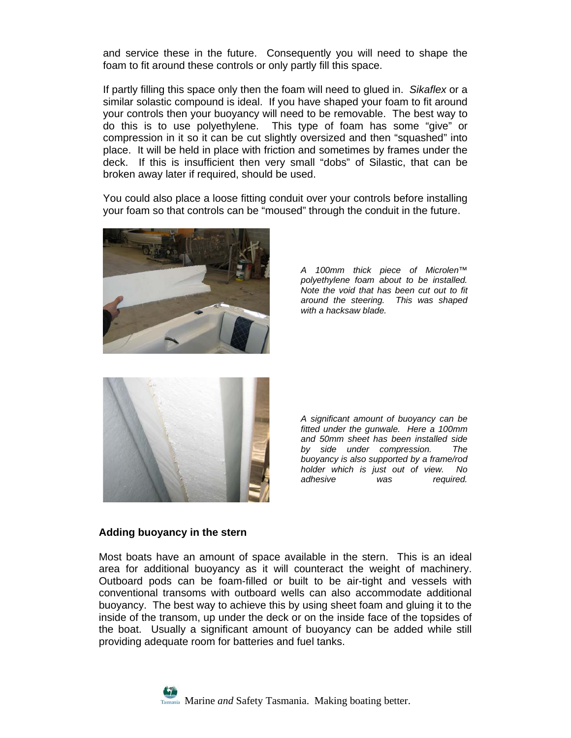and service these in the future. Consequently you will need to shape the foam to fit around these controls or only partly fill this space.

If partly filling this space only then the foam will need to glued in. *Sikaflex* or a similar solastic compound is ideal. If you have shaped your foam to fit around your controls then your buoyancy will need to be removable. The best way to do this is to use polyethylene. This type of foam has some "give" or compression in it so it can be cut slightly oversized and then "squashed" into place. It will be held in place with friction and sometimes by frames under the deck. If this is insufficient then very small "dobs" of Silastic, that can be broken away later if required, should be used.

You could also place a loose fitting conduit over your controls before installing your foam so that controls can be "moused" through the conduit in the future.

*A 100mm thick piece of Microlen™ polyethylene foam about to be installed. Note the void that has been cut out to fit around the steering. This was shaped with a hacksaw blade.*

*A significant amount of buoyancy can be fitted under the gunwale. Here a 100mm and 50mm sheet has been installed side by side under compression. The buoyancy is also supported by a frame/rod holder which is just out of view. No adhesive was required.*

**Adding buoyancy in the stern**

Most boats have an amount of space available in the stern. This is an ideal area for additional buoyancy as it will counteract the weight of machinery. Outboard pods can be foam-filled or built to be air-tight and vessels with conventional transoms with outboard wells can also accommodate additional buoyancy. The best way to achieve this by using sheet foam and gluing it to the inside of the transom, up under the deck or on the inside face of the topsides of the boat. Usually a significant amount of buoyancy can be added while still providing adequate room for batteries and fuel tanks.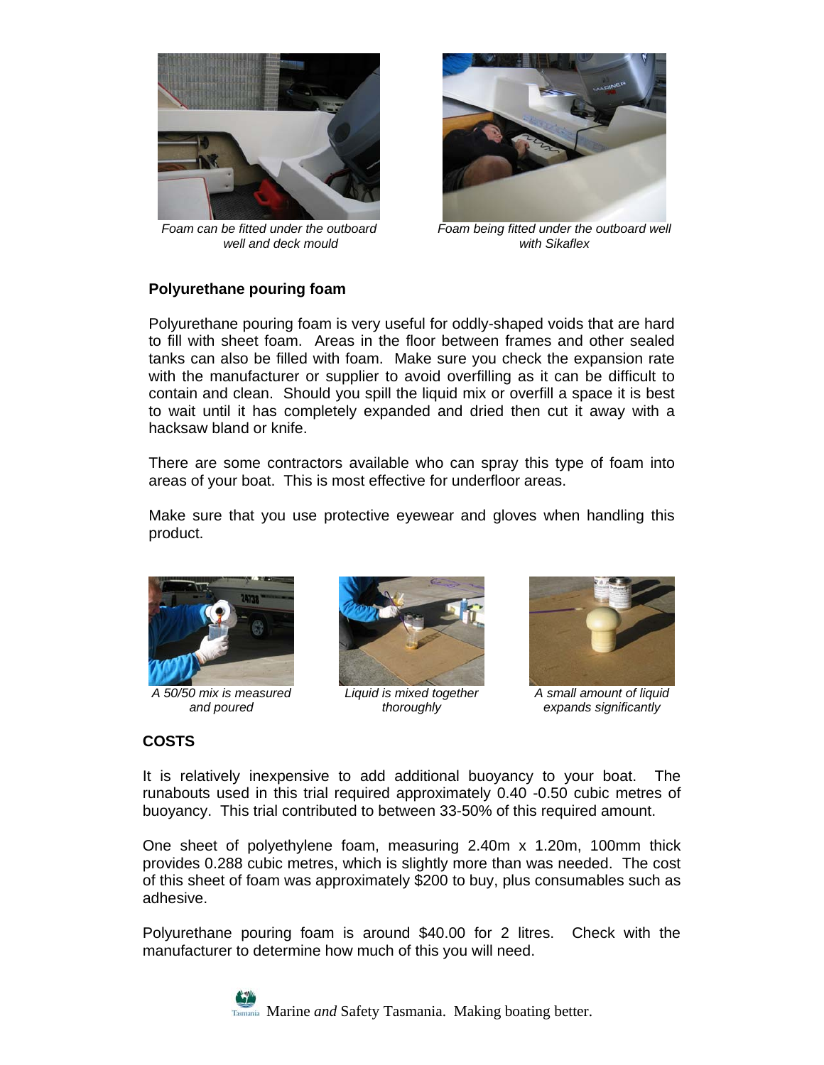*Foam can be fitted under the outboard well and deck mould*

*Foam being fitted under the outboard well with Sikaflex*

**Polyurethane pouring foam**

Polyurethane pouring foam is very useful for oddly-shaped voids that are hard to fill with sheet foam. Areas in the floor between frames and other sealed tanks can also be filled with foam. Make sure you check the expansion rate with the manufacturer or supplier to avoid overfilling as it can be difficult to contain and clean. Should you spill the liquid mix or overfill a space it is best to wait until it has completely expanded and dried then cut it away with a hacksaw bland or knife.

There are some contractors available who can spray this type of foam into areas of your boat. This is most effective for underfloor areas.

Make sure that you use protective eyewear and gloves when handling this product.

*A 50/50 mix is measured and poured*

*Liquid is mixed together thoroughly*

*A small amount of liquid expands significantly*

**COSTS**

It is relatively inexpensive to add additional buoyancy to your boat. The runabouts used in this trial required approximately 0.40 -0.50 cubic metres of buoyancy. This trial contributed to between 33-50% of this required amount.

One sheet of polyethylene foam, measuring 2.40m x 1.20m, 100mm thick provides 0.288 cubic metres, which is slightly more than was needed. The cost of this sheet of foam was approximately $200 to buy, plus consumables such as adhesive.

Polyurethane pouring foam is around $40.00 for 2 litres. Check with the manufacturer to determine how much of this you will need.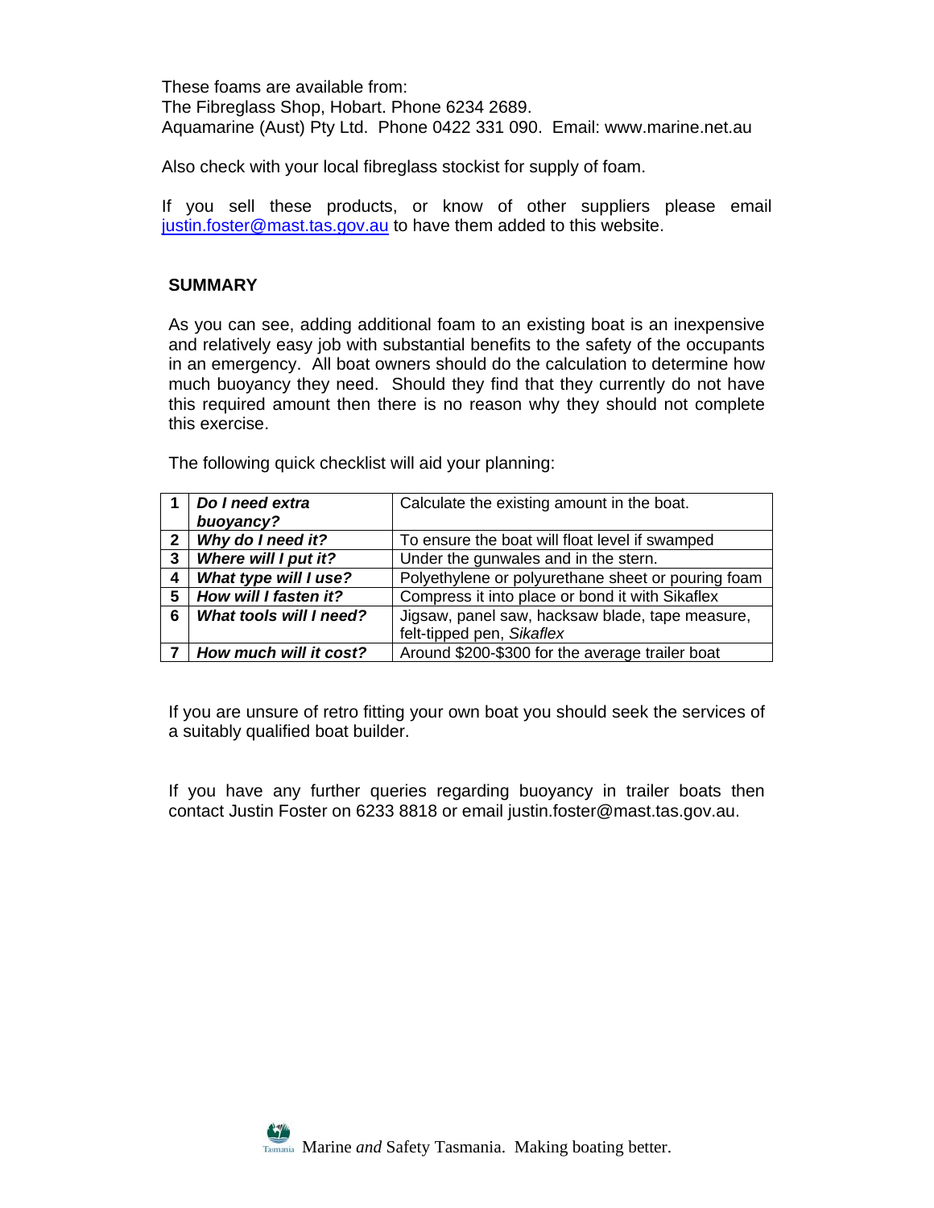These foams are available from:
The Fibreglass Shop, Hobart. Phone 6234 2689.
Aquamarine (Aust) Pty Ltd. Phone 0422 331 090. Email: www.marine.net.au

Also check with your local fibreglass stockist for supply of foam.

If you sell these products, or know of other suppliers please email justin.foster@mast.tas.gov.au to have them added to this website.

## SUMMARY

As you can see, adding additional foam to an existing boat is an inexpensive and relatively easy job with substantial benefits to the safety of the occupants in an emergency. All boat owners should do the calculation to determine how much buoyancy they need. Should they find that they currently do not have this required amount then there is no reason why they should not complete this exercise.

The following quick checklist will aid your planning:

| | | |
|---|---|---|
| **1** | ***Do I need extra buoyancy?*** | Calculate the existing amount in the boat. |
| **2** | ***Why do I need it?*** | To ensure the boat will float level if swamped |
| **3** | ***Where will I put it?*** | Under the gunwales and in the stern. |
| **4** | ***What type will I use?*** | Polyethylene or polyurethane sheet or pouring foam |
| **5** | ***How will I fasten it?*** | Compress it into place or bond it with Sikaflex |
| **6** | ***What tools will I need?*** | Jigsaw, panel saw, hacksaw blade, tape measure, felt-tipped pen, *Sikaflex* |
| **7** | ***How much will it cost?*** | Around $200-$300 for the average trailer boat |

If you are unsure of retro fitting your own boat you should seek the services of a suitably qualified boat builder.

If you have any further queries regarding buoyancy in trailer boats then contact Justin Foster on 6233 8818 or email justin.foster@mast.tas.gov.au.